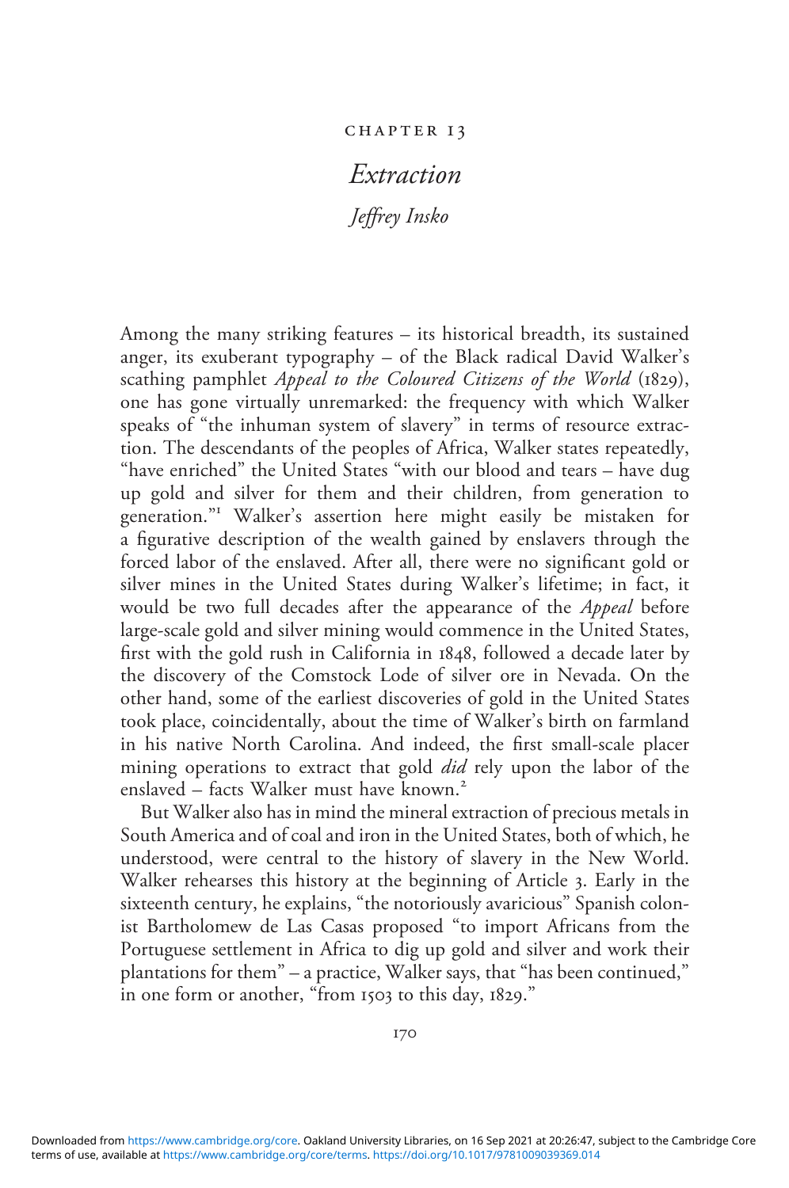CHAPTER 13

# *Extraction*

## *Jeffrey Insko*

Among the many striking features – its historical breadth, its sustained anger, its exuberant typography – of the Black radical David Walker's scathing pamphlet *Appeal to the Coloured Citizens of the World* (1829), one has gone virtually unremarked: the frequency with which Walker speaks of "the inhuman system of slavery" in terms of resource extraction. The descendants of the peoples of Africa, Walker states repeatedly, "have enriched" the United States "with our blood and tears – have dug up gold and silver for them and their children, from generation to generation."[1] Walker's assertion here might easily be mistaken for a figurative description of the wealth gained by enslavers through the forced labor of the enslaved. After all, there were no significant gold or silver mines in the United States during Walker's lifetime; in fact, it would be two full decades after the appearance of the *Appeal* before large-scale gold and silver mining would commence in the United States, first with the gold rush in California in 1848, followed a decade later by the discovery of the Comstock Lode of silver ore in Nevada. On the other hand, some of the earliest discoveries of gold in the United States took place, coincidentally, about the time of Walker's birth on farmland in his native North Carolina. And indeed, the first small-scale placer mining operations to extract that gold *did* rely upon the labor of the enslaved – facts Walker must have known.[2]

But Walker also has in mind the mineral extraction of precious metals in South America and of coal and iron in the United States, both of which, he understood, were central to the history of slavery in the New World. Walker rehearses this history at the beginning of Article 3. Early in the sixteenth century, he explains, "the notoriously avaricious" Spanish colonist Bartholomew de Las Casas proposed "to import Africans from the Portuguese settlement in Africa to dig up gold and silver and work their plantations for them" – a practice, Walker says, that "has been continued," in one form or another, "from 1503 to this day, 1829."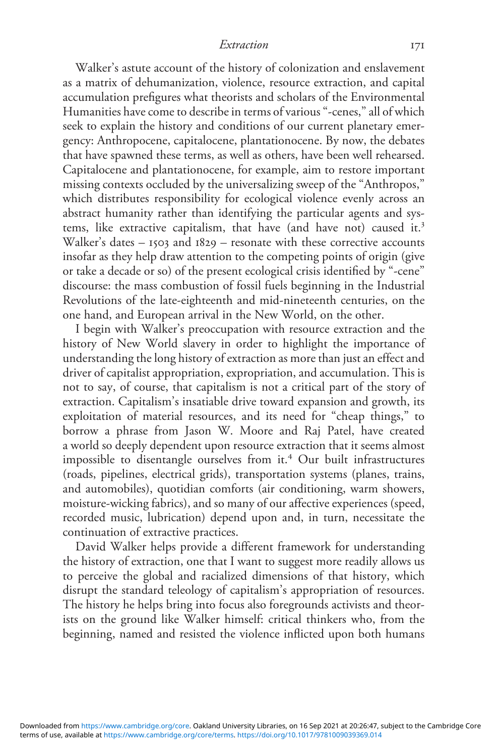Walker's astute account of the history of colonization and enslavement as a matrix of dehumanization, violence, resource extraction, and capital accumulation prefigures what theorists and scholars of the Environmental Humanities have come to describe in terms of various "-cenes," all of which seek to explain the history and conditions of our current planetary emergency: Anthropocene, capitalocene, plantationocene. By now, the debates that have spawned these terms, as well as others, have been well rehearsed. Capitalocene and plantationocene, for example, aim to restore important missing contexts occluded by the universalizing sweep of the "Anthropos," which distributes responsibility for ecological violence evenly across an abstract humanity rather than identifying the particular agents and systems, like extractive capitalism, that have (and have not) caused it.[3] Walker's dates – 1503 and 1829 – resonate with these corrective accounts insofar as they help draw attention to the competing points of origin (give or take a decade or so) of the present ecological crisis identified by "-cene" discourse: the mass combustion of fossil fuels beginning in the Industrial Revolutions of the late-eighteenth and mid-nineteenth centuries, on the one hand, and European arrival in the New World, on the other.

I begin with Walker's preoccupation with resource extraction and the history of New World slavery in order to highlight the importance of understanding the long history of extraction as more than just an effect and driver of capitalist appropriation, expropriation, and accumulation. This is not to say, of course, that capitalism is not a critical part of the story of extraction. Capitalism's insatiable drive toward expansion and growth, its exploitation of material resources, and its need for "cheap things," to borrow a phrase from Jason W. Moore and Raj Patel, have created a world so deeply dependent upon resource extraction that it seems almost impossible to disentangle ourselves from it.[4] Our built infrastructures (roads, pipelines, electrical grids), transportation systems (planes, trains, and automobiles), quotidian comforts (air conditioning, warm showers, moisture-wicking fabrics), and so many of our affective experiences (speed, recorded music, lubrication) depend upon and, in turn, necessitate the continuation of extractive practices.

David Walker helps provide a different framework for understanding the history of extraction, one that I want to suggest more readily allows us to perceive the global and racialized dimensions of that history, which disrupt the standard teleology of capitalism's appropriation of resources. The history he helps bring into focus also foregrounds activists and theorists on the ground like Walker himself: critical thinkers who, from the beginning, named and resisted the violence inflicted upon both humans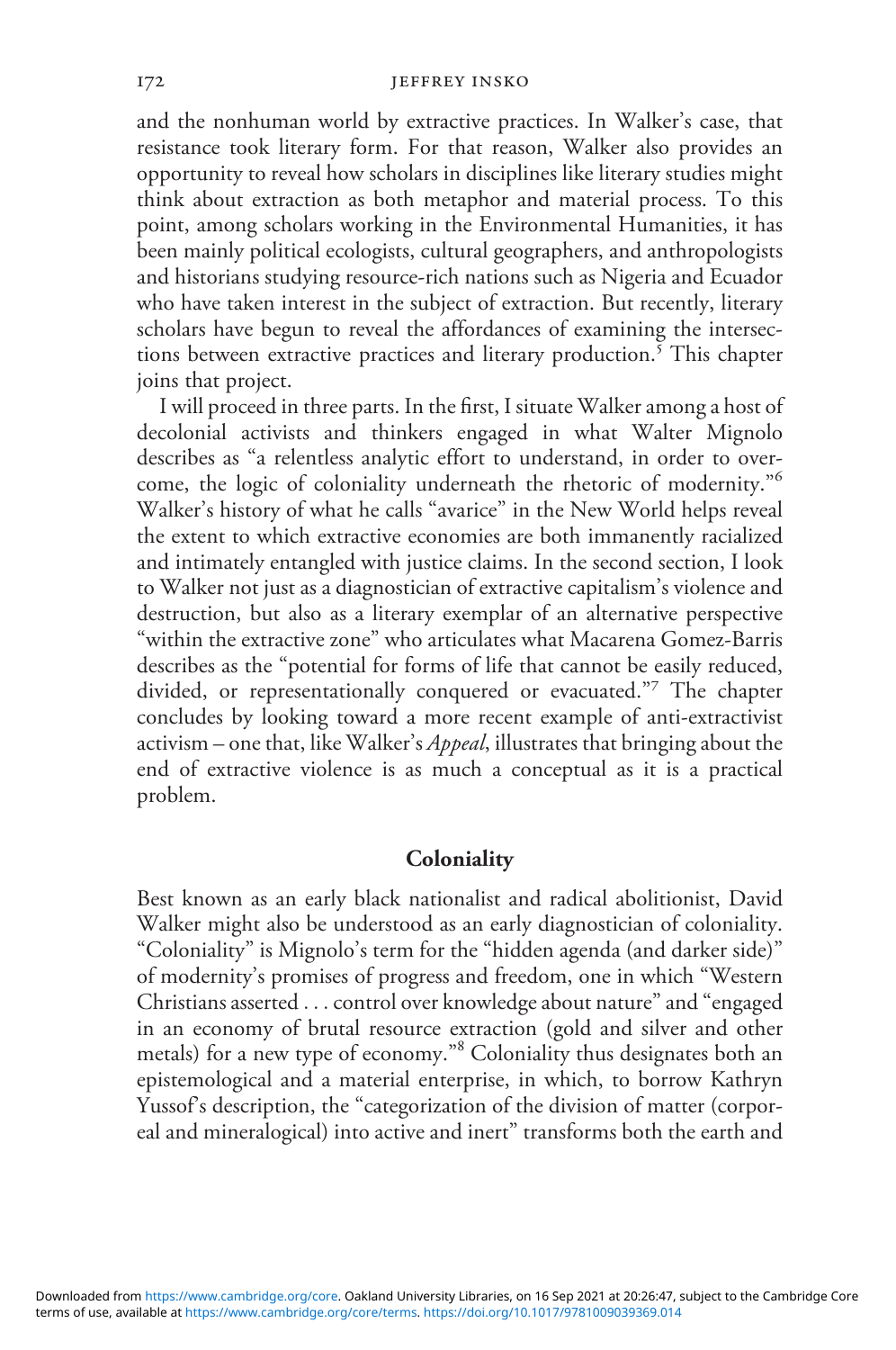and the nonhuman world by extractive practices. In Walker's case, that resistance took literary form. For that reason, Walker also provides an opportunity to reveal how scholars in disciplines like literary studies might think about extraction as both metaphor and material process. To this point, among scholars working in the Environmental Humanities, it has been mainly political ecologists, cultural geographers, and anthropologists and historians studying resource-rich nations such as Nigeria and Ecuador who have taken interest in the subject of extraction. But recently, literary scholars have begun to reveal the affordances of examining the intersections between extractive practices and literary production.[5] This chapter joins that project.

I will proceed in three parts. In the first, I situate Walker among a host of decolonial activists and thinkers engaged in what Walter Mignolo describes as "a relentless analytic effort to understand, in order to overcome, the logic of coloniality underneath the rhetoric of modernity."[6] Walker's history of what he calls "avarice" in the New World helps reveal the extent to which extractive economies are both immanently racialized and intimately entangled with justice claims. In the second section, I look to Walker not just as a diagnostician of extractive capitalism's violence and destruction, but also as a literary exemplar of an alternative perspective "within the extractive zone" who articulates what Macarena Gomez-Barris describes as the "potential for forms of life that cannot be easily reduced, divided, or representationally conquered or evacuated."[7] The chapter concludes by looking toward a more recent example of anti-extractivist activism – one that, like Walker's *Appeal*, illustrates that bringing about the end of extractive violence is as much a conceptual as it is a practical problem.

## Coloniality

Best known as an early black nationalist and radical abolitionist, David Walker might also be understood as an early diagnostician of coloniality. "Coloniality" is Mignolo's term for the "hidden agenda (and darker side)" of modernity's promises of progress and freedom, one in which "Western Christians asserted . . . control over knowledge about nature" and "engaged in an economy of brutal resource extraction (gold and silver and other metals) for a new type of economy."[8] Coloniality thus designates both an epistemological and a material enterprise, in which, to borrow Kathryn Yussof's description, the "categorization of the division of matter (corporeal and mineralogical) into active and inert" transforms both the earth and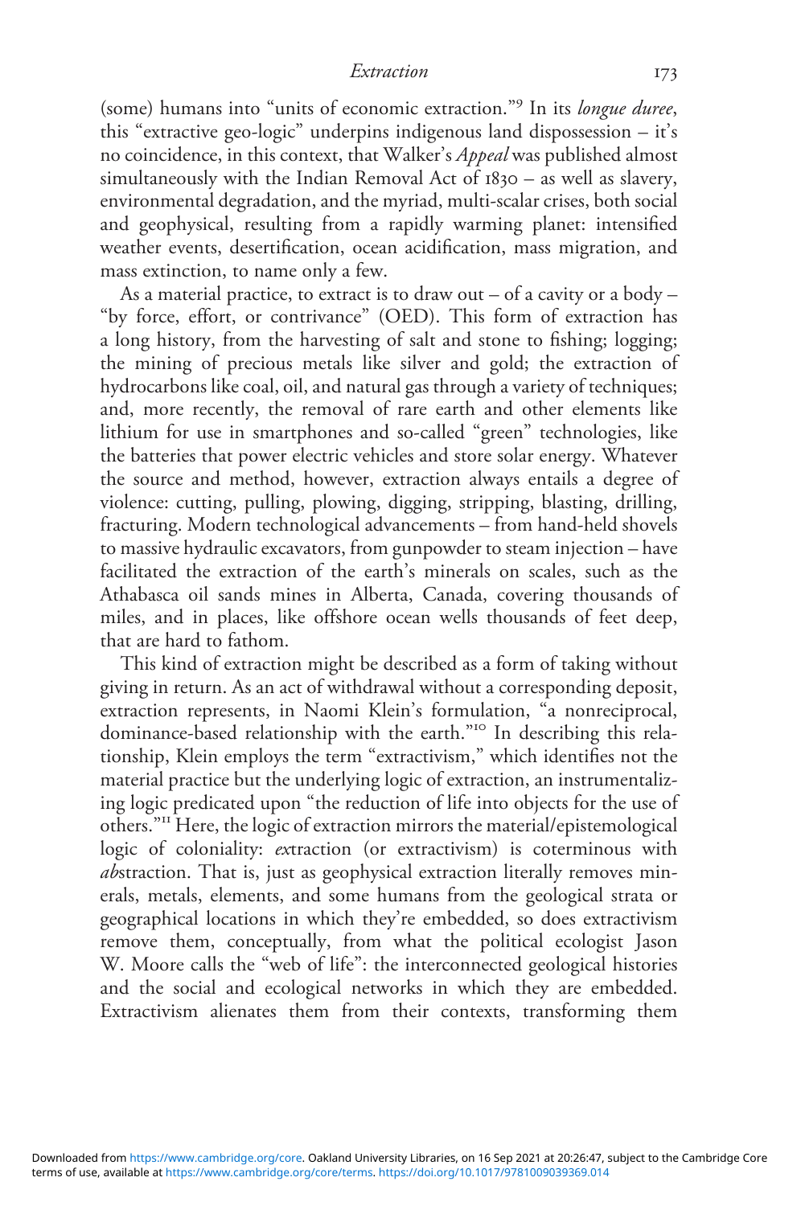(some) humans into "units of economic extraction."[9] In its *longue duree*, this "extractive geo-logic" underpins indigenous land dispossession – it's no coincidence, in this context, that Walker's *Appeal* was published almost simultaneously with the Indian Removal Act of 1830 – as well as slavery, environmental degradation, and the myriad, multi-scalar crises, both social and geophysical, resulting from a rapidly warming planet: intensified weather events, desertification, ocean acidification, mass migration, and mass extinction, to name only a few.

As a material practice, to extract is to draw out – of a cavity or a body – "by force, effort, or contrivance" (OED). This form of extraction has a long history, from the harvesting of salt and stone to fishing; logging; the mining of precious metals like silver and gold; the extraction of hydrocarbons like coal, oil, and natural gas through a variety of techniques; and, more recently, the removal of rare earth and other elements like lithium for use in smartphones and so-called "green" technologies, like the batteries that power electric vehicles and store solar energy. Whatever the source and method, however, extraction always entails a degree of violence: cutting, pulling, plowing, digging, stripping, blasting, drilling, fracturing. Modern technological advancements – from hand-held shovels to massive hydraulic excavators, from gunpowder to steam injection – have facilitated the extraction of the earth's minerals on scales, such as the Athabasca oil sands mines in Alberta, Canada, covering thousands of miles, and in places, like offshore ocean wells thousands of feet deep, that are hard to fathom.

This kind of extraction might be described as a form of taking without giving in return. As an act of withdrawal without a corresponding deposit, extraction represents, in Naomi Klein's formulation, "a nonreciprocal, dominance-based relationship with the earth."[10] In describing this relationship, Klein employs the term "extractivism," which identifies not the material practice but the underlying logic of extraction, an instrumentalizing logic predicated upon "the reduction of life into objects for the use of others."[11] Here, the logic of extraction mirrors the material/epistemological logic of coloniality: *ex*traction (or extractivism) is coterminous with *ab*straction. That is, just as geophysical extraction literally removes minerals, metals, elements, and some humans from the geological strata or geographical locations in which they're embedded, so does extractivism remove them, conceptually, from what the political ecologist Jason W. Moore calls the "web of life": the interconnected geological histories and the social and ecological networks in which they are embedded. Extractivism alienates them from their contexts, transforming them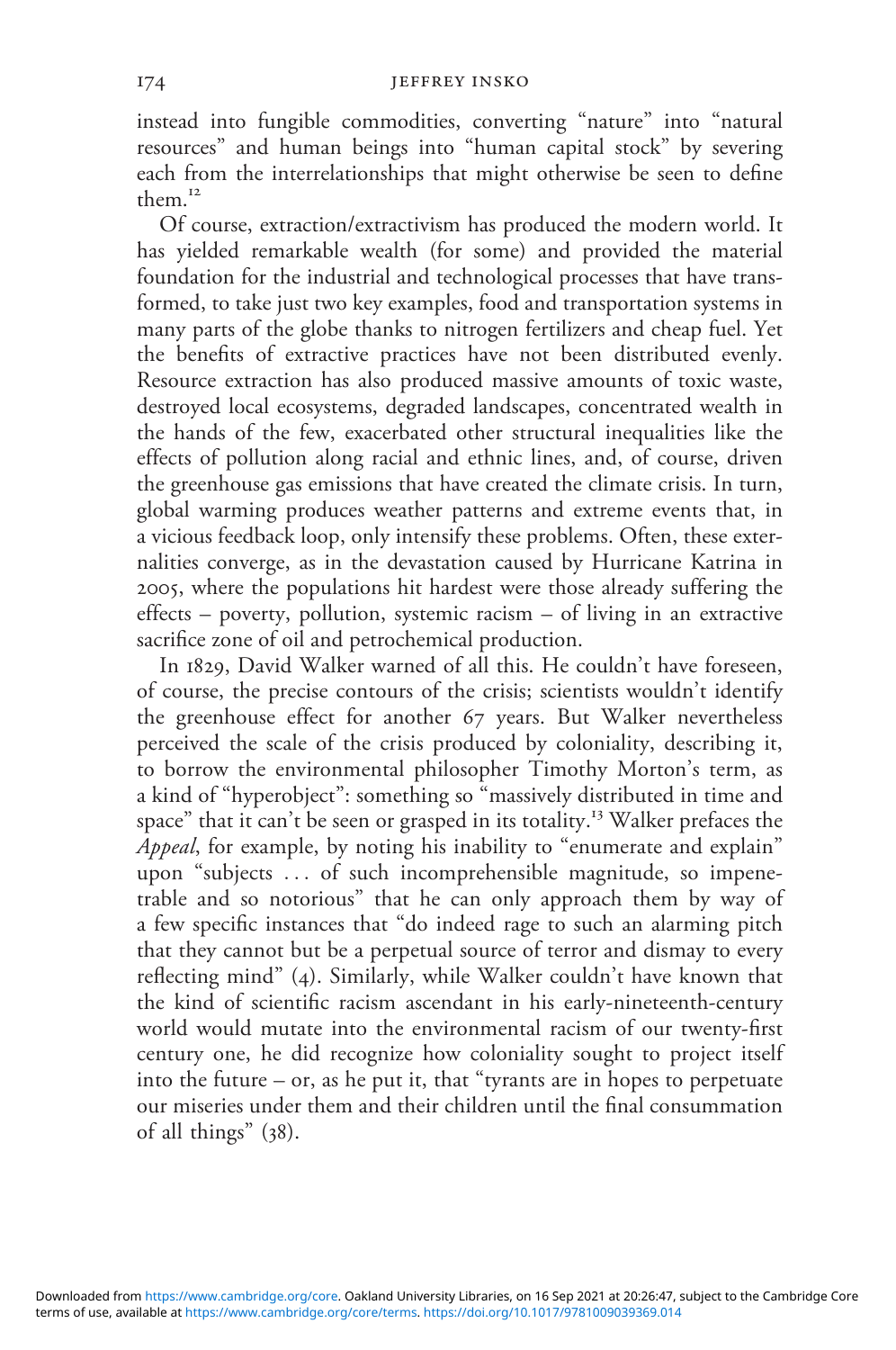instead into fungible commodities, converting "nature" into "natural resources" and human beings into "human capital stock" by severing each from the interrelationships that might otherwise be seen to define them.[12]

Of course, extraction/extractivism has produced the modern world. It has yielded remarkable wealth (for some) and provided the material foundation for the industrial and technological processes that have transformed, to take just two key examples, food and transportation systems in many parts of the globe thanks to nitrogen fertilizers and cheap fuel. Yet the benefits of extractive practices have not been distributed evenly. Resource extraction has also produced massive amounts of toxic waste, destroyed local ecosystems, degraded landscapes, concentrated wealth in the hands of the few, exacerbated other structural inequalities like the effects of pollution along racial and ethnic lines, and, of course, driven the greenhouse gas emissions that have created the climate crisis. In turn, global warming produces weather patterns and extreme events that, in a vicious feedback loop, only intensify these problems. Often, these externalities converge, as in the devastation caused by Hurricane Katrina in 2005, where the populations hit hardest were those already suffering the effects – poverty, pollution, systemic racism – of living in an extractive sacrifice zone of oil and petrochemical production.

In 1829, David Walker warned of all this. He couldn't have foreseen, of course, the precise contours of the crisis; scientists wouldn't identify the greenhouse effect for another 67 years. But Walker nevertheless perceived the scale of the crisis produced by coloniality, describing it, to borrow the environmental philosopher Timothy Morton's term, as a kind of "hyperobject": something so "massively distributed in time and space" that it can't be seen or grasped in its totality.[13] Walker prefaces the *Appeal*, for example, by noting his inability to "enumerate and explain" upon "subjects ... of such incomprehensible magnitude, so impenetrable and so notorious" that he can only approach them by way of a few specific instances that "do indeed rage to such an alarming pitch that they cannot but be a perpetual source of terror and dismay to every reflecting mind" (4). Similarly, while Walker couldn't have known that the kind of scientific racism ascendant in his early-nineteenth-century world would mutate into the environmental racism of our twenty-first century one, he did recognize how coloniality sought to project itself into the future – or, as he put it, that "tyrants are in hopes to perpetuate our miseries under them and their children until the final consummation of all things" (38).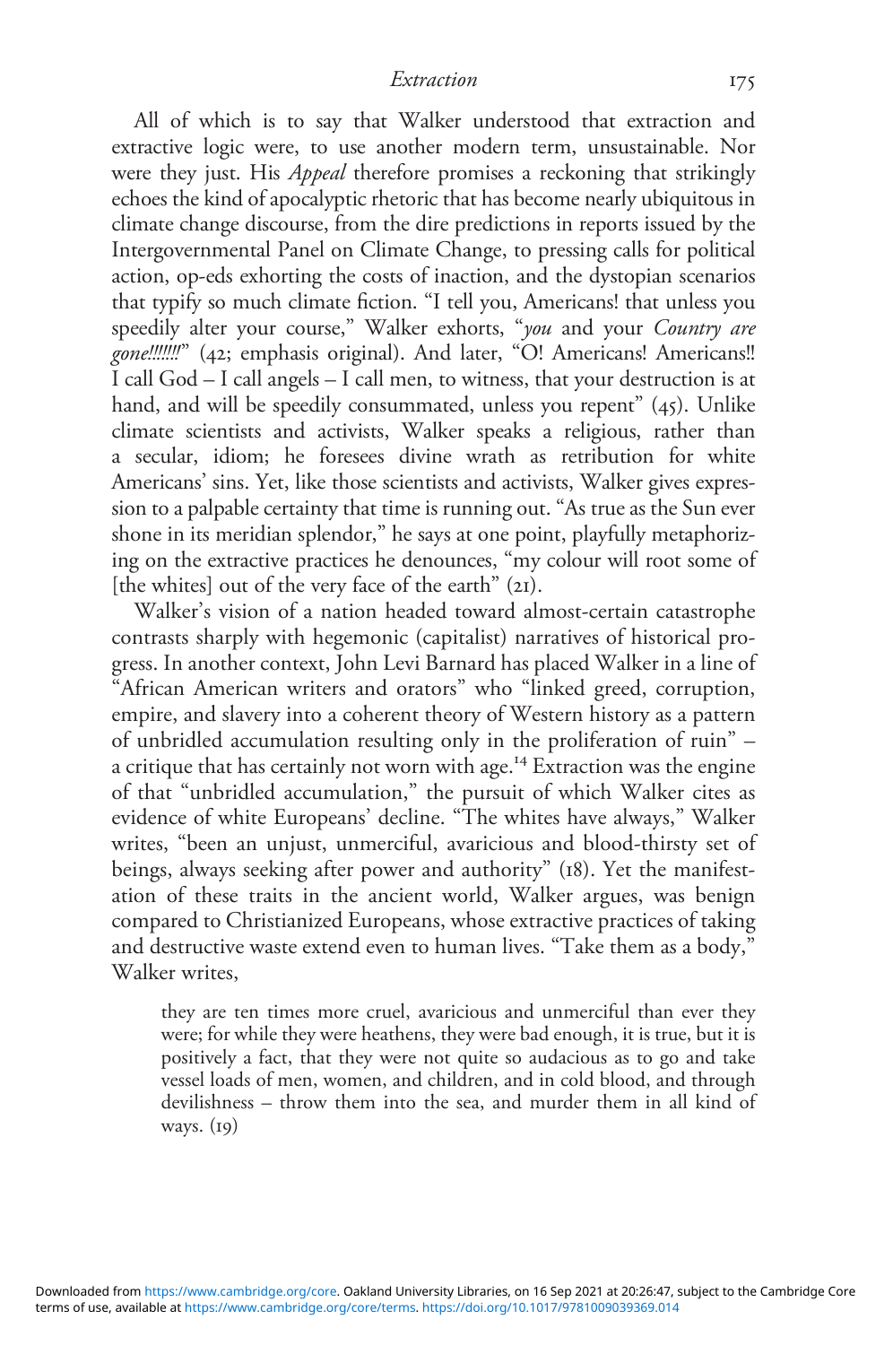All of which is to say that Walker understood that extraction and extractive logic were, to use another modern term, unsustainable. Nor were they just. His *Appeal* therefore promises a reckoning that strikingly echoes the kind of apocalyptic rhetoric that has become nearly ubiquitous in climate change discourse, from the dire predictions in reports issued by the Intergovernmental Panel on Climate Change, to pressing calls for political action, op-eds exhorting the costs of inaction, and the dystopian scenarios that typify so much climate fiction. "I tell you, Americans! that unless you speedily alter your course," Walker exhorts, "*you* and your *Country are gone!!!!!!!*" (42; emphasis original). And later, "O! Americans! Americans!! I call God – I call angels – I call men, to witness, that your destruction is at hand, and will be speedily consummated, unless you repent" (45). Unlike climate scientists and activists, Walker speaks a religious, rather than a secular, idiom; he foresees divine wrath as retribution for white Americans' sins. Yet, like those scientists and activists, Walker gives expression to a palpable certainty that time is running out. "As true as the Sun ever shone in its meridian splendor," he says at one point, playfully metaphorizing on the extractive practices he denounces, "my colour will root some of [the whites] out of the very face of the earth" (21).

Walker's vision of a nation headed toward almost-certain catastrophe contrasts sharply with hegemonic (capitalist) narratives of historical progress. In another context, John Levi Barnard has placed Walker in a line of "African American writers and orators" who "linked greed, corruption, empire, and slavery into a coherent theory of Western history as a pattern of unbridled accumulation resulting only in the proliferation of ruin" – a critique that has certainly not worn with age.[14] Extraction was the engine of that "unbridled accumulation," the pursuit of which Walker cites as evidence of white Europeans' decline. "The whites have always," Walker writes, "been an unjust, unmerciful, avaricious and blood-thirsty set of beings, always seeking after power and authority" (18). Yet the manifestation of these traits in the ancient world, Walker argues, was benign compared to Christianized Europeans, whose extractive practices of taking and destructive waste extend even to human lives. "Take them as a body," Walker writes,

> they are ten times more cruel, avaricious and unmerciful than ever they were; for while they were heathens, they were bad enough, it is true, but it is positively a fact, that they were not quite so audacious as to go and take vessel loads of men, women, and children, and in cold blood, and through devilishness – throw them into the sea, and murder them in all kind of ways. (19)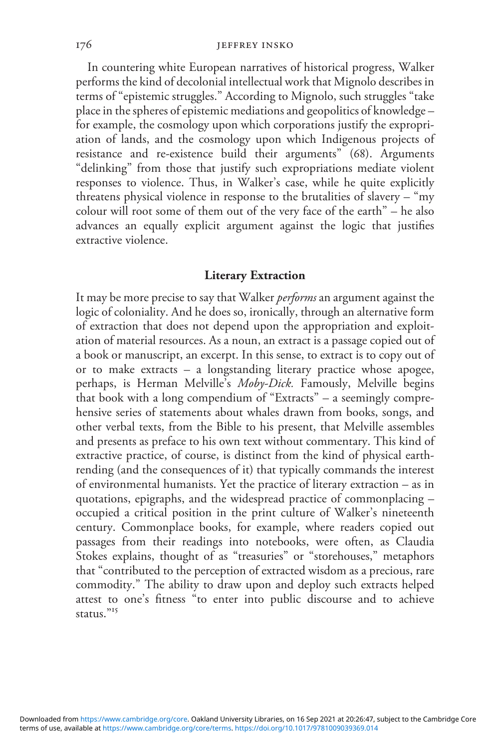In countering white European narratives of historical progress, Walker performs the kind of decolonial intellectual work that Mignolo describes in terms of "epistemic struggles." According to Mignolo, such struggles "take place in the spheres of epistemic mediations and geopolitics of knowledge – for example, the cosmology upon which corporations justify the expropriation of lands, and the cosmology upon which Indigenous projects of resistance and re-existence build their arguments" (68). Arguments "delinking" from those that justify such expropriations mediate violent responses to violence. Thus, in Walker's case, while he quite explicitly threatens physical violence in response to the brutalities of slavery – "my colour will root some of them out of the very face of the earth" – he also advances an equally explicit argument against the logic that justifies extractive violence.

## Literary Extraction

It may be more precise to say that Walker *performs* an argument against the logic of coloniality. And he does so, ironically, through an alternative form of extraction that does not depend upon the appropriation and exploitation of material resources. As a noun, an extract is a passage copied out of a book or manuscript, an excerpt. In this sense, to extract is to copy out of or to make extracts – a longstanding literary practice whose apogee, perhaps, is Herman Melville's *Moby-Dick.* Famously, Melville begins that book with a long compendium of "Extracts" – a seemingly comprehensive series of statements about whales drawn from books, songs, and other verbal texts, from the Bible to his present, that Melville assembles and presents as preface to his own text without commentary. This kind of extractive practice, of course, is distinct from the kind of physical earth-rending (and the consequences of it) that typically commands the interest of environmental humanists. Yet the practice of literary extraction – as in quotations, epigraphs, and the widespread practice of commonplacing – occupied a critical position in the print culture of Walker's nineteenth century. Commonplace books, for example, where readers copied out passages from their readings into notebooks, were often, as Claudia Stokes explains, thought of as "treasuries" or "storehouses," metaphors that "contributed to the perception of extracted wisdom as a precious, rare commodity." The ability to draw upon and deploy such extracts helped attest to one's fitness "to enter into public discourse and to achieve status."[15]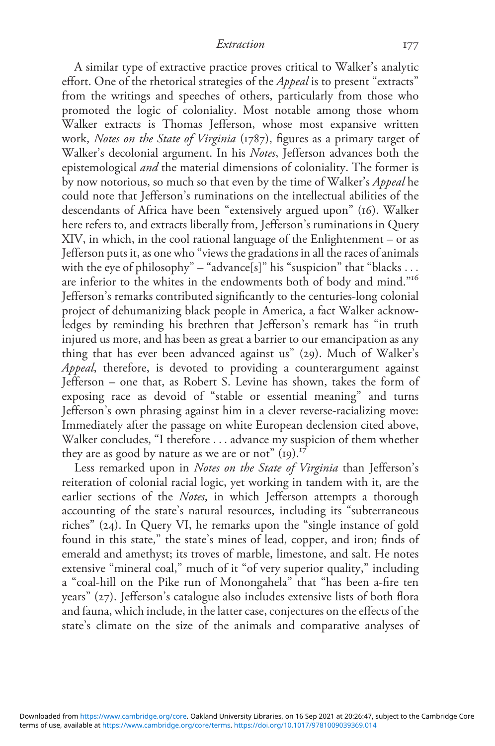A similar type of extractive practice proves critical to Walker's analytic effort. One of the rhetorical strategies of the *Appeal* is to present "extracts" from the writings and speeches of others, particularly from those who promoted the logic of coloniality. Most notable among those whom Walker extracts is Thomas Jefferson, whose most expansive written work, *Notes on the State of Virginia* (1787), figures as a primary target of Walker's decolonial argument. In his *Notes*, Jefferson advances both the epistemological *and* the material dimensions of coloniality. The former is by now notorious, so much so that even by the time of Walker's *Appeal* he could note that Jefferson's ruminations on the intellectual abilities of the descendants of Africa have been "extensively argued upon" (16). Walker here refers to, and extracts liberally from, Jefferson's ruminations in Query XIV, in which, in the cool rational language of the Enlightenment – or as Jefferson puts it, as one who "views the gradations in all the races of animals with the eye of philosophy" – "advance[s]" his "suspicion" that "blacks . . . are inferior to the whites in the endowments both of body and mind."[16] Jefferson's remarks contributed significantly to the centuries-long colonial project of dehumanizing black people in America, a fact Walker acknowledges by reminding his brethren that Jefferson's remark has "in truth injured us more, and has been as great a barrier to our emancipation as any thing that has ever been advanced against us" (29). Much of Walker's *Appeal*, therefore, is devoted to providing a counterargument against Jefferson – one that, as Robert S. Levine has shown, takes the form of exposing race as devoid of "stable or essential meaning" and turns Jefferson's own phrasing against him in a clever reverse-racializing move: Immediately after the passage on white European declension cited above, Walker concludes, "I therefore . . . advance my suspicion of them whether they are as good by nature as we are or not" (19).[17]

Less remarked upon in *Notes on the State of Virginia* than Jefferson's reiteration of colonial racial logic, yet working in tandem with it, are the earlier sections of the *Notes*, in which Jefferson attempts a thorough accounting of the state's natural resources, including its "subterraneous riches" (24). In Query VI, he remarks upon the "single instance of gold found in this state," the state's mines of lead, copper, and iron; finds of emerald and amethyst; its troves of marble, limestone, and salt. He notes extensive "mineral coal," much of it "of very superior quality," including a "coal-hill on the Pike run of Monongahela" that "has been a-fire ten years" (27). Jefferson's catalogue also includes extensive lists of both flora and fauna, which include, in the latter case, conjectures on the effects of the state's climate on the size of the animals and comparative analyses of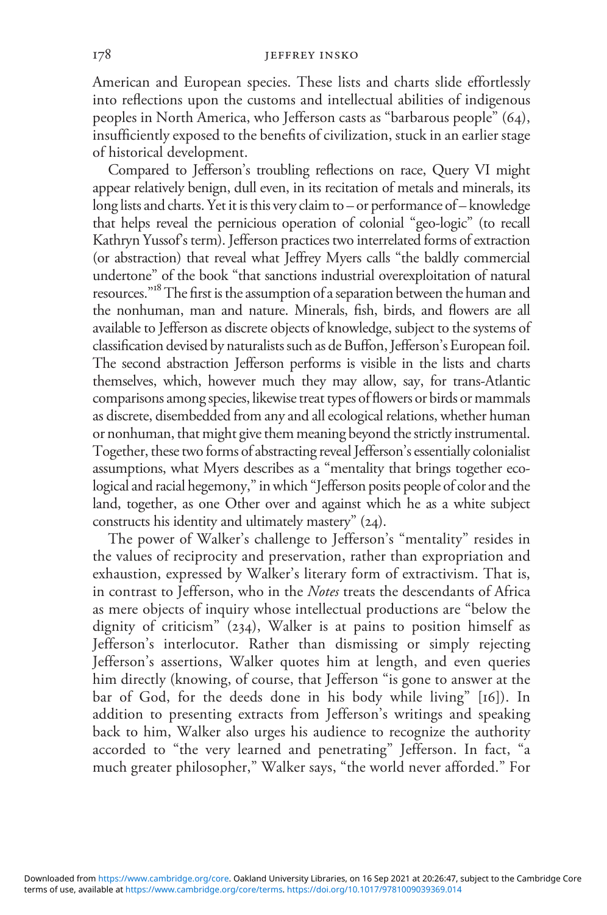American and European species. These lists and charts slide effortlessly into reflections upon the customs and intellectual abilities of indigenous peoples in North America, who Jefferson casts as "barbarous people" (64), insufficiently exposed to the benefits of civilization, stuck in an earlier stage of historical development.

Compared to Jefferson's troubling reflections on race, Query VI might appear relatively benign, dull even, in its recitation of metals and minerals, its long lists and charts. Yet it is this very claim to – or performance of – knowledge that helps reveal the pernicious operation of colonial "geo-logic" (to recall Kathryn Yussof's term). Jefferson practices two interrelated forms of extraction (or abstraction) that reveal what Jeffrey Myers calls "the baldly commercial undertone" of the book "that sanctions industrial overexploitation of natural resources."[18] The first is the assumption of a separation between the human and the nonhuman, man and nature. Minerals, fish, birds, and flowers are all available to Jefferson as discrete objects of knowledge, subject to the systems of classification devised by naturalists such as de Buffon, Jefferson's European foil. The second abstraction Jefferson performs is visible in the lists and charts themselves, which, however much they may allow, say, for trans-Atlantic comparisons among species, likewise treat types of flowers or birds or mammals as discrete, disembedded from any and all ecological relations, whether human or nonhuman, that might give them meaning beyond the strictly instrumental. Together, these two forms of abstracting reveal Jefferson's essentially colonialist assumptions, what Myers describes as a "mentality that brings together ecological and racial hegemony," in which "Jefferson posits people of color and the land, together, as one Other over and against which he as a white subject constructs his identity and ultimately mastery" (24).

The power of Walker's challenge to Jefferson's "mentality" resides in the values of reciprocity and preservation, rather than expropriation and exhaustion, expressed by Walker's literary form of extractivism. That is, in contrast to Jefferson, who in the *Notes* treats the descendants of Africa as mere objects of inquiry whose intellectual productions are "below the dignity of criticism" (234), Walker is at pains to position himself as Jefferson's interlocutor. Rather than dismissing or simply rejecting Jefferson's assertions, Walker quotes him at length, and even queries him directly (knowing, of course, that Jefferson "is gone to answer at the bar of God, for the deeds done in his body while living" [16]). In addition to presenting extracts from Jefferson's writings and speaking back to him, Walker also urges his audience to recognize the authority accorded to "the very learned and penetrating" Jefferson. In fact, "a much greater philosopher," Walker says, "the world never afforded." For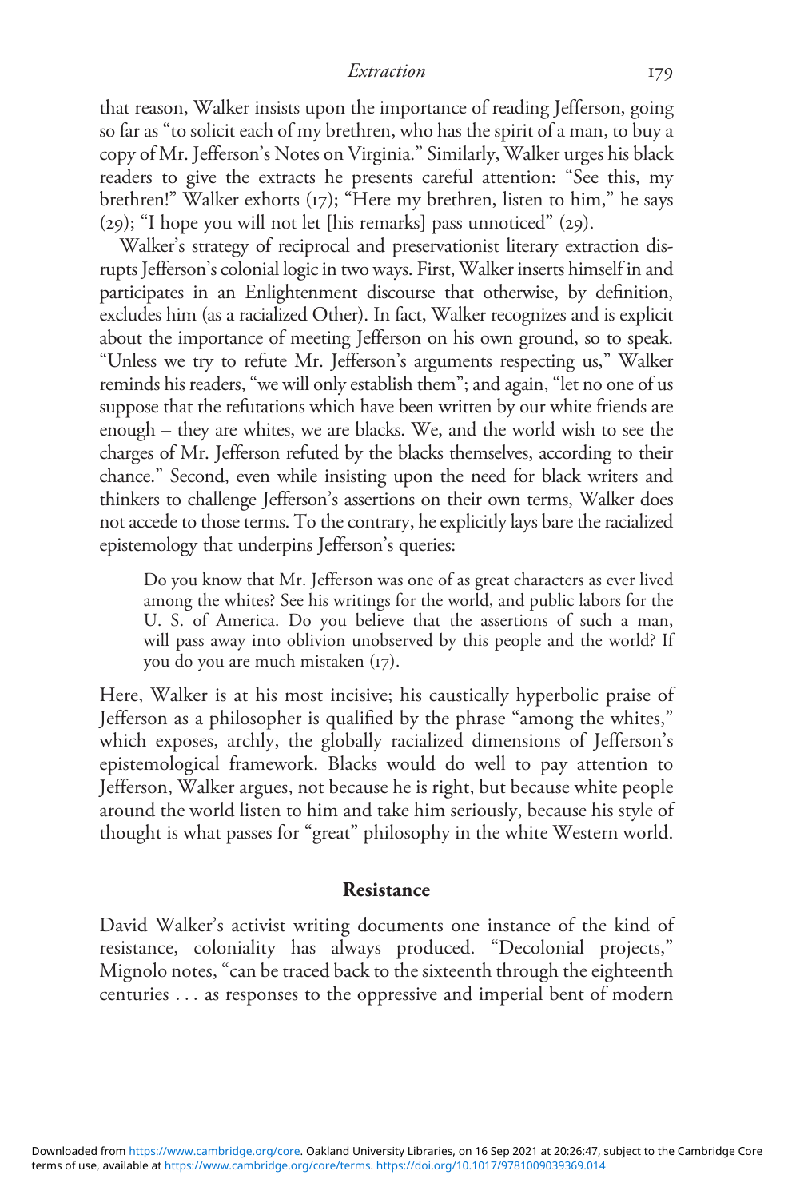that reason, Walker insists upon the importance of reading Jefferson, going so far as "to solicit each of my brethren, who has the spirit of a man, to buy a copy of Mr. Jefferson's Notes on Virginia." Similarly, Walker urges his black readers to give the extracts he presents careful attention: "See this, my brethren!" Walker exhorts (17); "Here my brethren, listen to him," he says (29); "I hope you will not let [his remarks] pass unnoticed" (29).

Walker's strategy of reciprocal and preservationist literary extraction disrupts Jefferson's colonial logic in two ways. First, Walker inserts himself in and participates in an Enlightenment discourse that otherwise, by definition, excludes him (as a racialized Other). In fact, Walker recognizes and is explicit about the importance of meeting Jefferson on his own ground, so to speak. "Unless we try to refute Mr. Jefferson's arguments respecting us," Walker reminds his readers, "we will only establish them"; and again, "let no one of us suppose that the refutations which have been written by our white friends are enough – they are whites, we are blacks. We, and the world wish to see the charges of Mr. Jefferson refuted by the blacks themselves, according to their chance." Second, even while insisting upon the need for black writers and thinkers to challenge Jefferson's assertions on their own terms, Walker does not accede to those terms. To the contrary, he explicitly lays bare the racialized epistemology that underpins Jefferson's queries:

> Do you know that Mr. Jefferson was one of as great characters as ever lived among the whites? See his writings for the world, and public labors for the U. S. of America. Do you believe that the assertions of such a man, will pass away into oblivion unobserved by this people and the world? If you do you are much mistaken (17).

Here, Walker is at his most incisive; his caustically hyperbolic praise of Jefferson as a philosopher is qualified by the phrase "among the whites," which exposes, archly, the globally racialized dimensions of Jefferson's epistemological framework. Blacks would do well to pay attention to Jefferson, Walker argues, not because he is right, but because white people around the world listen to him and take him seriously, because his style of thought is what passes for "great" philosophy in the white Western world.

## Resistance

David Walker's activist writing documents one instance of the kind of resistance, coloniality has always produced. "Decolonial projects," Mignolo notes, "can be traced back to the sixteenth through the eighteenth centuries . . . as responses to the oppressive and imperial bent of modern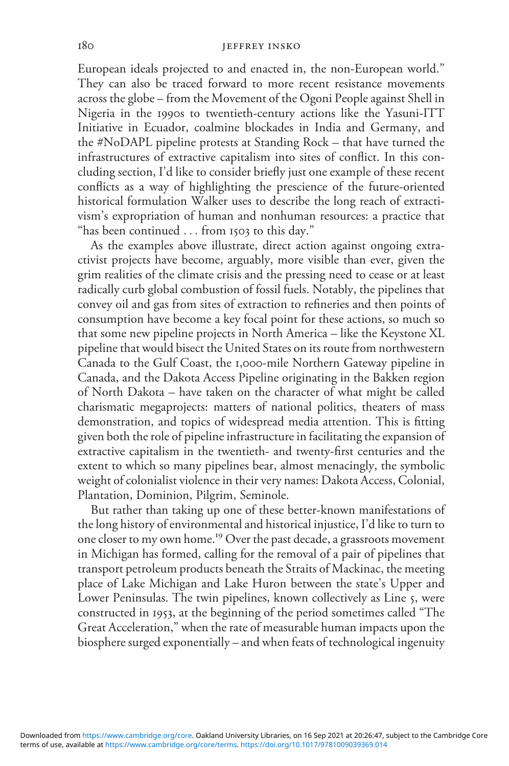European ideals projected to and enacted in, the non-European world." They can also be traced forward to more recent resistance movements across the globe – from the Movement of the Ogoni People against Shell in Nigeria in the 1990s to twentieth-century actions like the Yasuni-ITT Initiative in Ecuador, coalmine blockades in India and Germany, and the #NoDAPL pipeline protests at Standing Rock – that have turned the infrastructures of extractive capitalism into sites of conflict. In this concluding section, I'd like to consider briefly just one example of these recent conflicts as a way of highlighting the prescience of the future-oriented historical formulation Walker uses to describe the long reach of extractivism's expropriation of human and nonhuman resources: a practice that "has been continued . . . from 1503 to this day."

As the examples above illustrate, direct action against ongoing extractivist projects have become, arguably, more visible than ever, given the grim realities of the climate crisis and the pressing need to cease or at least radically curb global combustion of fossil fuels. Notably, the pipelines that convey oil and gas from sites of extraction to refineries and then points of consumption have become a key focal point for these actions, so much so that some new pipeline projects in North America – like the Keystone XL pipeline that would bisect the United States on its route from northwestern Canada to the Gulf Coast, the 1,000-mile Northern Gateway pipeline in Canada, and the Dakota Access Pipeline originating in the Bakken region of North Dakota – have taken on the character of what might be called charismatic megaprojects: matters of national politics, theaters of mass demonstration, and topics of widespread media attention. This is fitting given both the role of pipeline infrastructure in facilitating the expansion of extractive capitalism in the twentieth- and twenty-first centuries and the extent to which so many pipelines bear, almost menacingly, the symbolic weight of colonialist violence in their very names: Dakota Access, Colonial, Plantation, Dominion, Pilgrim, Seminole.

But rather than taking up one of these better-known manifestations of the long history of environmental and historical injustice, I'd like to turn to one closer to my own home.[19] Over the past decade, a grassroots movement in Michigan has formed, calling for the removal of a pair of pipelines that transport petroleum products beneath the Straits of Mackinac, the meeting place of Lake Michigan and Lake Huron between the state's Upper and Lower Peninsulas. The twin pipelines, known collectively as Line 5, were constructed in 1953, at the beginning of the period sometimes called "The Great Acceleration," when the rate of measurable human impacts upon the biosphere surged exponentially – and when feats of technological ingenuity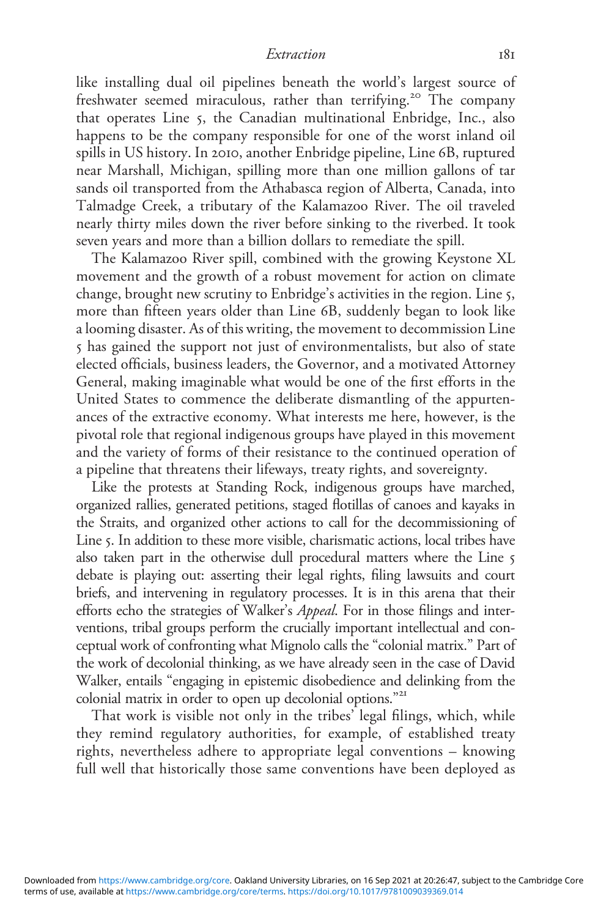like installing dual oil pipelines beneath the world's largest source of freshwater seemed miraculous, rather than terrifying.[20] The company that operates Line 5, the Canadian multinational Enbridge, Inc., also happens to be the company responsible for one of the worst inland oil spills in US history. In 2010, another Enbridge pipeline, Line 6B, ruptured near Marshall, Michigan, spilling more than one million gallons of tar sands oil transported from the Athabasca region of Alberta, Canada, into Talmadge Creek, a tributary of the Kalamazoo River. The oil traveled nearly thirty miles down the river before sinking to the riverbed. It took seven years and more than a billion dollars to remediate the spill.

The Kalamazoo River spill, combined with the growing Keystone XL movement and the growth of a robust movement for action on climate change, brought new scrutiny to Enbridge's activities in the region. Line 5, more than fifteen years older than Line 6B, suddenly began to look like a looming disaster. As of this writing, the movement to decommission Line 5 has gained the support not just of environmentalists, but also of state elected officials, business leaders, the Governor, and a motivated Attorney General, making imaginable what would be one of the first efforts in the United States to commence the deliberate dismantling of the appurtenances of the extractive economy. What interests me here, however, is the pivotal role that regional indigenous groups have played in this movement and the variety of forms of their resistance to the continued operation of a pipeline that threatens their lifeways, treaty rights, and sovereignty.

Like the protests at Standing Rock, indigenous groups have marched, organized rallies, generated petitions, staged flotillas of canoes and kayaks in the Straits, and organized other actions to call for the decommissioning of Line 5. In addition to these more visible, charismatic actions, local tribes have also taken part in the otherwise dull procedural matters where the Line 5 debate is playing out: asserting their legal rights, filing lawsuits and court briefs, and intervening in regulatory processes. It is in this arena that their efforts echo the strategies of Walker's *Appeal*. For in those filings and interventions, tribal groups perform the crucially important intellectual and conceptual work of confronting what Mignolo calls the "colonial matrix." Part of the work of decolonial thinking, as we have already seen in the case of David Walker, entails "engaging in epistemic disobedience and delinking from the colonial matrix in order to open up decolonial options."[21]

That work is visible not only in the tribes' legal filings, which, while they remind regulatory authorities, for example, of established treaty rights, nevertheless adhere to appropriate legal conventions – knowing full well that historically those same conventions have been deployed as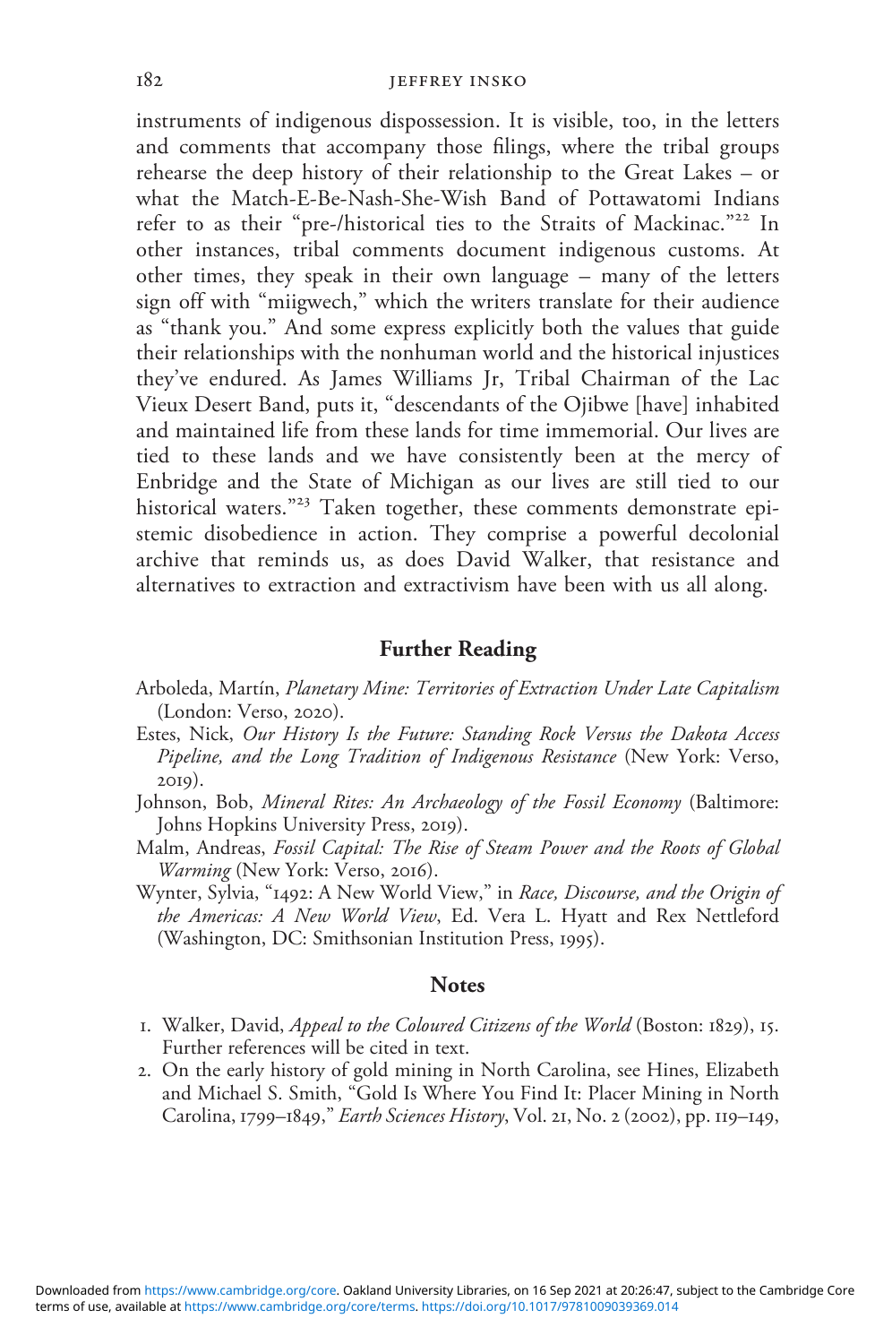instruments of indigenous dispossession. It is visible, too, in the letters and comments that accompany those filings, where the tribal groups rehearse the deep history of their relationship to the Great Lakes – or what the Match-E-Be-Nash-She-Wish Band of Pottawatomi Indians refer to as their "pre-/historical ties to the Straits of Mackinac."[22] In other instances, tribal comments document indigenous customs. At other times, they speak in their own language – many of the letters sign off with "miigwech," which the writers translate for their audience as "thank you." And some express explicitly both the values that guide their relationships with the nonhuman world and the historical injustices they've endured. As James Williams Jr, Tribal Chairman of the Lac Vieux Desert Band, puts it, "descendants of the Ojibwe [have] inhabited and maintained life from these lands for time immemorial. Our lives are tied to these lands and we have consistently been at the mercy of Enbridge and the State of Michigan as our lives are still tied to our historical waters."[23] Taken together, these comments demonstrate epistemic disobedience in action. They comprise a powerful decolonial archive that reminds us, as does David Walker, that resistance and alternatives to extraction and extractivism have been with us all along.

## Further Reading

Arboleda, Martín, *Planetary Mine: Territories of Extraction Under Late Capitalism* (London: Verso, 2020).

Estes, Nick, *Our History Is the Future: Standing Rock Versus the Dakota Access Pipeline, and the Long Tradition of Indigenous Resistance* (New York: Verso, 2019).

Johnson, Bob, *Mineral Rites: An Archaeology of the Fossil Economy* (Baltimore: Johns Hopkins University Press, 2019).

Malm, Andreas, *Fossil Capital: The Rise of Steam Power and the Roots of Global Warming* (New York: Verso, 2016).

Wynter, Sylvia, "1492: A New World View," in *Race, Discourse, and the Origin of the Americas: A New World View*, Ed. Vera L. Hyatt and Rex Nettleford (Washington, DC: Smithsonian Institution Press, 1995).

## Notes

1. Walker, David, *Appeal to the Coloured Citizens of the World* (Boston: 1829), 15. Further references will be cited in text.
2. On the early history of gold mining in North Carolina, see Hines, Elizabeth and Michael S. Smith, "Gold Is Where You Find It: Placer Mining in North Carolina, 1799–1849," *Earth Sciences History*, Vol. 21, No. 2 (2002), pp. 119–149,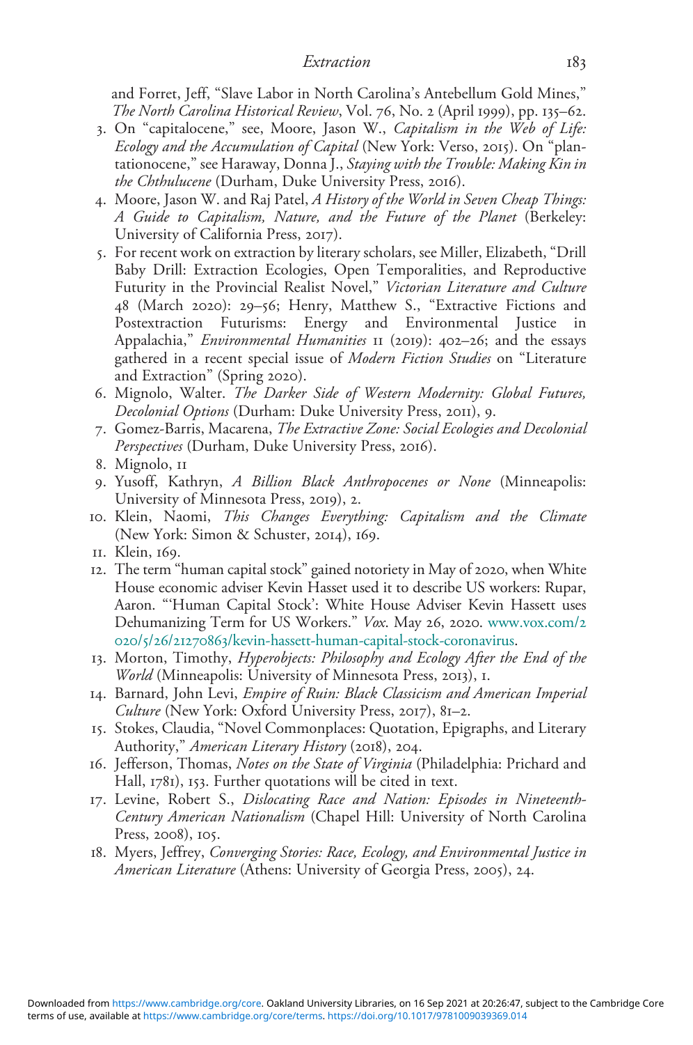and Forret, Jeff, "Slave Labor in North Carolina's Antebellum Gold Mines," *The North Carolina Historical Review*, Vol. 76, No. 2 (April 1999), pp. 135–62.

3. On "capitalocene," see, Moore, Jason W., *Capitalism in the Web of Life: Ecology and the Accumulation of Capital* (New York: Verso, 2015). On "plantationocene," see Haraway, Donna J., *Staying with the Trouble: Making Kin in the Chthulucene* (Durham, Duke University Press, 2016).
4. Moore, Jason W. and Raj Patel, *A History of the World in Seven Cheap Things: A Guide to Capitalism, Nature, and the Future of the Planet* (Berkeley: University of California Press, 2017).
5. For recent work on extraction by literary scholars, see Miller, Elizabeth, "Drill Baby Drill: Extraction Ecologies, Open Temporalities, and Reproductive Futurity in the Provincial Realist Novel," *Victorian Literature and Culture* 48 (March 2020): 29–56; Henry, Matthew S., "Extractive Fictions and Postextraction Futurisms: Energy and Environmental Justice in Appalachia," *Environmental Humanities* 11 (2019): 402–26; and the essays gathered in a recent special issue of *Modern Fiction Studies* on "Literature and Extraction" (Spring 2020).
6. Mignolo, Walter. *The Darker Side of Western Modernity: Global Futures, Decolonial Options* (Durham: Duke University Press, 2011), 9.
7. Gomez-Barris, Macarena, *The Extractive Zone: Social Ecologies and Decolonial Perspectives* (Durham, Duke University Press, 2016).
8. Mignolo, 11
9. Yusoff, Kathryn, *A Billion Black Anthropocenes or None* (Minneapolis: University of Minnesota Press, 2019), 2.
10. Klein, Naomi, *This Changes Everything: Capitalism and the Climate* (New York: Simon & Schuster, 2014), 169.
11. Klein, 169.
12. The term "human capital stock" gained notoriety in May of 2020, when White House economic adviser Kevin Hasset used it to describe US workers: Rupar, Aaron. "'Human Capital Stock': White House Adviser Kevin Hassett uses Dehumanizing Term for US Workers." *Vox*. May 26, 2020. www.vox.com/2020/5/26/21270863/kevin-hassett-human-capital-stock-coronavirus.
13. Morton, Timothy, *Hyperobjects: Philosophy and Ecology After the End of the World* (Minneapolis: University of Minnesota Press, 2013), 1.
14. Barnard, John Levi, *Empire of Ruin: Black Classicism and American Imperial Culture* (New York: Oxford University Press, 2017), 81–2.
15. Stokes, Claudia, "Novel Commonplaces: Quotation, Epigraphs, and Literary Authority," *American Literary History* (2018), 204.
16. Jefferson, Thomas, *Notes on the State of Virginia* (Philadelphia: Prichard and Hall, 1781), 153. Further quotations will be cited in text.
17. Levine, Robert S., *Dislocating Race and Nation: Episodes in Nineteenth-Century American Nationalism* (Chapel Hill: University of North Carolina Press, 2008), 105.
18. Myers, Jeffrey, *Converging Stories: Race, Ecology, and Environmental Justice in American Literature* (Athens: University of Georgia Press, 2005), 24.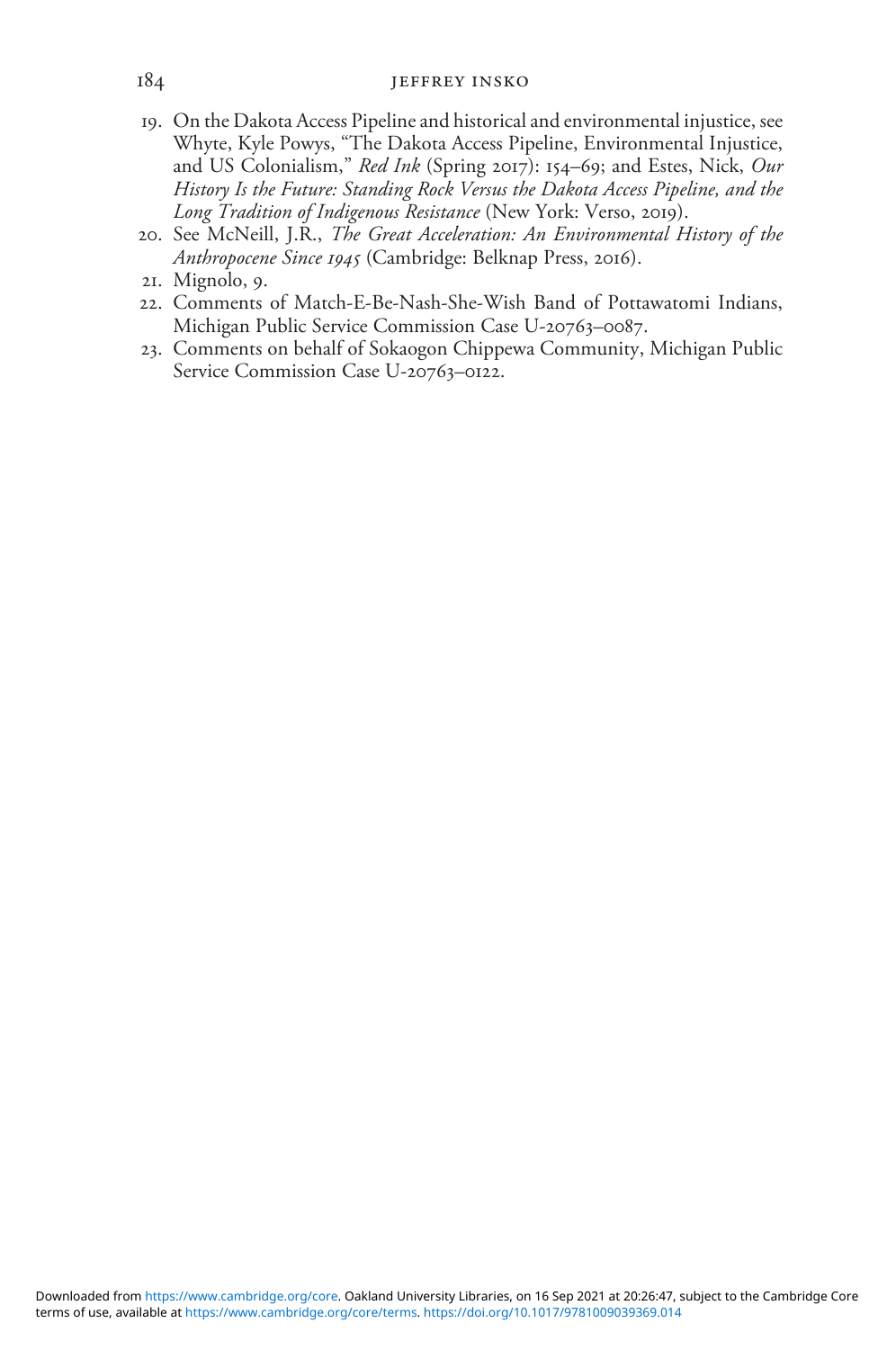19. On the Dakota Access Pipeline and historical and environmental injustice, see Whyte, Kyle Powys, "The Dakota Access Pipeline, Environmental Injustice, and US Colonialism," *Red Ink* (Spring 2017): 154–69; and Estes, Nick, *Our History Is the Future: Standing Rock Versus the Dakota Access Pipeline, and the Long Tradition of Indigenous Resistance* (New York: Verso, 2019).
20. See McNeill, J.R., *The Great Acceleration: An Environmental History of the Anthropocene Since 1945* (Cambridge: Belknap Press, 2016).
21. Mignolo, 9.
22. Comments of Match-E-Be-Nash-She-Wish Band of Pottawatomi Indians, Michigan Public Service Commission Case U-20763–0087.
23. Comments on behalf of Sokaogon Chippewa Community, Michigan Public Service Commission Case U-20763–0122.